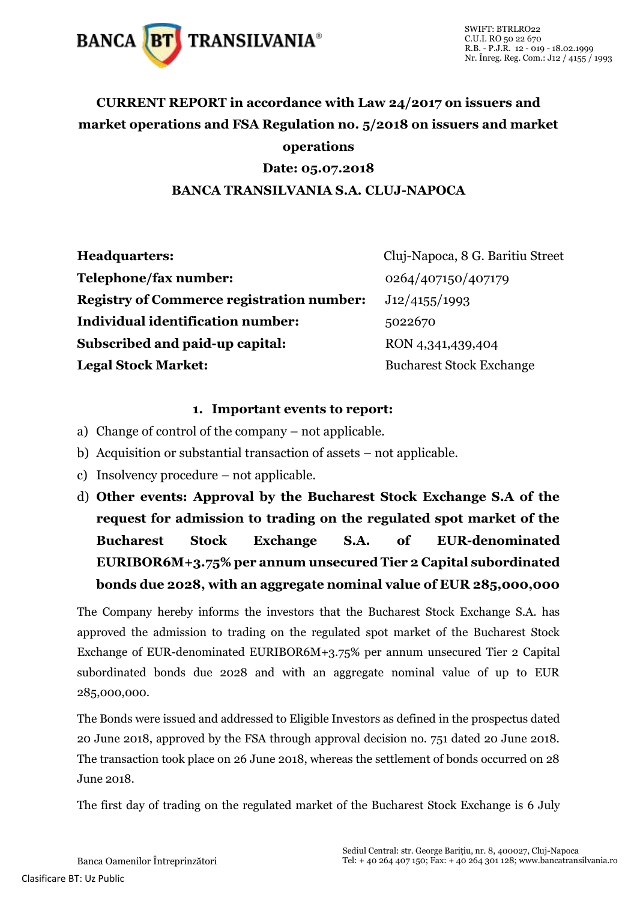# CURRENT REPORT in accordance with Law 24/2017 on issuers and market operations and FSA Regulation no. 5/2018 on issuers and market operations

**Date: 05.07.2018**

**BANCA TRANSILVANIA S.A. CLUJ-NAPOCA**

| | |
|---|---|
| **Headquarters:** | Cluj-Napoca, 8 G. Baritiu Street |
| **Telephone/fax number:** | 0264/407150/407179 |
| **Registry of Commerce registration number:** | J12/4155/1993 |
| **Individual identification number:** | 5022670 |
| **Subscribed and paid-up capital:** | RON 4,341,439,404 |
| **Legal Stock Market:** | Bucharest Stock Exchange |

## 1. Important events to report:

a) Change of control of the company – not applicable.

b) Acquisition or substantial transaction of assets – not applicable.

c) Insolvency procedure – not applicable.

d) **Other events: Approval by the Bucharest Stock Exchange S.A of the request for admission to trading on the regulated spot market of the Bucharest Stock Exchange S.A. of EUR-denominated EURIBOR6M+3.75% per annum unsecured Tier 2 Capital subordinated bonds due 2028, with an aggregate nominal value of EUR 285,000,000**

The Company hereby informs the investors that the Bucharest Stock Exchange S.A. has approved the admission to trading on the regulated spot market of the Bucharest Stock Exchange of EUR-denominated EURIBOR6M+3.75% per annum unsecured Tier 2 Capital subordinated bonds due 2028 and with an aggregate nominal value of up to EUR 285,000,000.

The Bonds were issued and addressed to Eligible Investors as defined in the prospectus dated 20 June 2018, approved by the FSA through approval decision no. 751 dated 20 June 2018. The transaction took place on 26 June 2018, whereas the settlement of bonds occurred on 28 June 2018.

The first day of trading on the regulated market of the Bucharest Stock Exchange is 6 July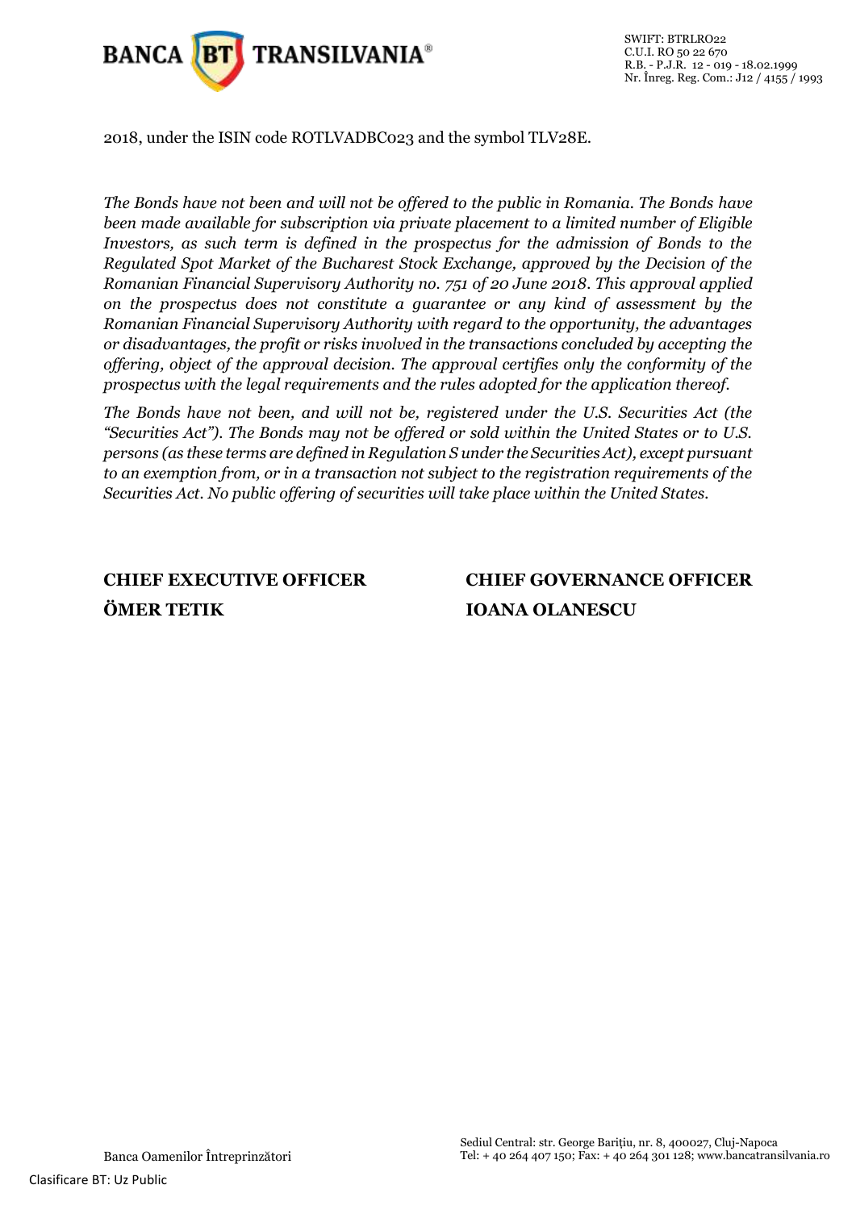2018, under the ISIN code ROTLVADBC023 and the symbol TLV28E.

*The Bonds have not been and will not be offered to the public in Romania. The Bonds have been made available for subscription via private placement to a limited number of Eligible Investors, as such term is defined in the prospectus for the admission of Bonds to the Regulated Spot Market of the Bucharest Stock Exchange, approved by the Decision of the Romanian Financial Supervisory Authority no. 751 of 20 June 2018. This approval applied on the prospectus does not constitute a guarantee or any kind of assessment by the Romanian Financial Supervisory Authority with regard to the opportunity, the advantages or disadvantages, the profit or risks involved in the transactions concluded by accepting the offering, object of the approval decision. The approval certifies only the conformity of the prospectus with the legal requirements and the rules adopted for the application thereof.*

*The Bonds have not been, and will not be, registered under the U.S. Securities Act (the "Securities Act"). The Bonds may not be offered or sold within the United States or to U.S. persons (as these terms are defined in Regulation S under the Securities Act), except pursuant to an exemption from, or in a transaction not subject to the registration requirements of the Securities Act. No public offering of securities will take place within the United States.*

**CHIEF EXECUTIVE OFFICER**
**ÖMER TETIK**

**CHIEF GOVERNANCE OFFICER**
**IOANA OLANESCU**